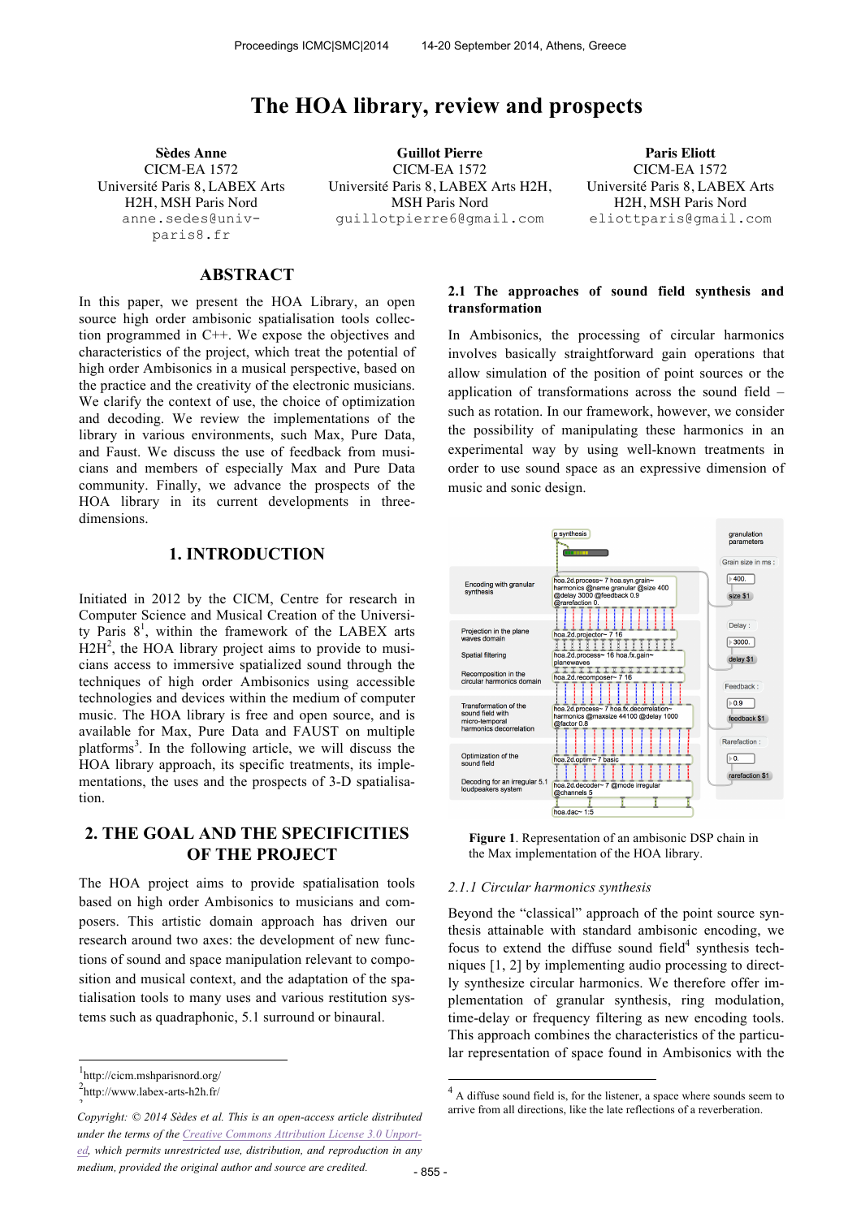# The HOA library, review and prospects

**Sèdes Anne**
CICM-EA 1572
Université Paris 8, LABEX Arts H2H, MSH Paris Nord
anne.sedes@univ-paris8.fr

**Guillot Pierre**
CICM-EA 1572
Université Paris 8, LABEX Arts H2H, MSH Paris Nord
guillotpierre6@gmail.com

**Paris Eliott**
CICM-EA 1572
Université Paris 8, LABEX Arts H2H, MSH Paris Nord
eliottparis@gmail.com

## ABSTRACT

In this paper, we present the HOA Library, an open source high order ambisonic spatialisation tools collection programmed in C++. We expose the objectives and characteristics of the project, which treat the potential of high order Ambisonics in a musical perspective, based on the practice and the creativity of the electronic musicians. We clarify the context of use, the choice of optimization and decoding. We review the implementations of the library in various environments, such Max, Pure Data, and Faust. We discuss the use of feedback from musicians and members of especially Max and Pure Data community. Finally, we advance the prospects of the HOA library in its current developments in three-dimensions.

## 1. INTRODUCTION

Initiated in 2012 by the CICM, Centre for research in Computer Science and Musical Creation of the University Paris 8[1], within the framework of the LABEX arts H2H[2], the HOA library project aims to provide musicians access to immersive spatialized sound through the techniques of high order Ambisonics using accessible technologies and devices within the medium of computer music. The HOA library is free and open source, and is available for Max, Pure Data and FAUST on multiple platforms[3]. In the following article, we will discuss the HOA library approach, its specific treatments, its implementations, the uses and the prospects of 3-D spatialisation.

## 2. THE GOAL AND THE SPECIFICITIES OF THE PROJECT

The HOA project aims to provide spatialisation tools based on high order Ambisonics to musicians and composers. This artistic domain approach has driven our research around two axes: the development of new functions of sound and space manipulation relevant to composition and musical context, and the adaptation of the spatialisation tools to many uses and various restitution systems such as quadraphonic, 5.1 surround or binaural.

[1] http://cicm.mshparisnord.org/
[2] http://www.labex-arts-h2h.fr/

*Copyright: © 2014 Sèdes et al. This is an open-access article distributed under the terms of the Creative Commons Attribution License 3.0 Unported, which permits unrestricted use, distribution, and reproduction in any medium, provided the original author and source are credited.*

### 2.1 The approaches of sound field synthesis and transformation

In Ambisonics, the processing of circular harmonics involves basically straightforward gain operations that allow simulation of the position of point sources or the application of transformations across the sound field – such as rotation. In our framework, however, we consider the possibility of manipulating these harmonics in an experimental way by using well-known treatments in order to use sound space as an expressive dimension of music and sonic design.

**Figure 1**. Representation of an ambisonic DSP chain in the Max implementation of the HOA library.

#### 2.1.1 Circular harmonics synthesis

Beyond the "classical" approach of the point source synthesis attainable with standard ambisonic encoding, we focus to extend the diffuse sound field[4] synthesis techniques [1, 2] by implementing audio processing to directly synthesize circular harmonics. We therefore offer implementation of granular synthesis, ring modulation, time-delay or frequency filtering as new encoding tools. This approach combines the characteristics of the particular representation of space found in Ambisonics with the

[4] A diffuse sound field is, for the listener, a space where sounds seem to arrive from all directions, like the late reflections of a reverberation.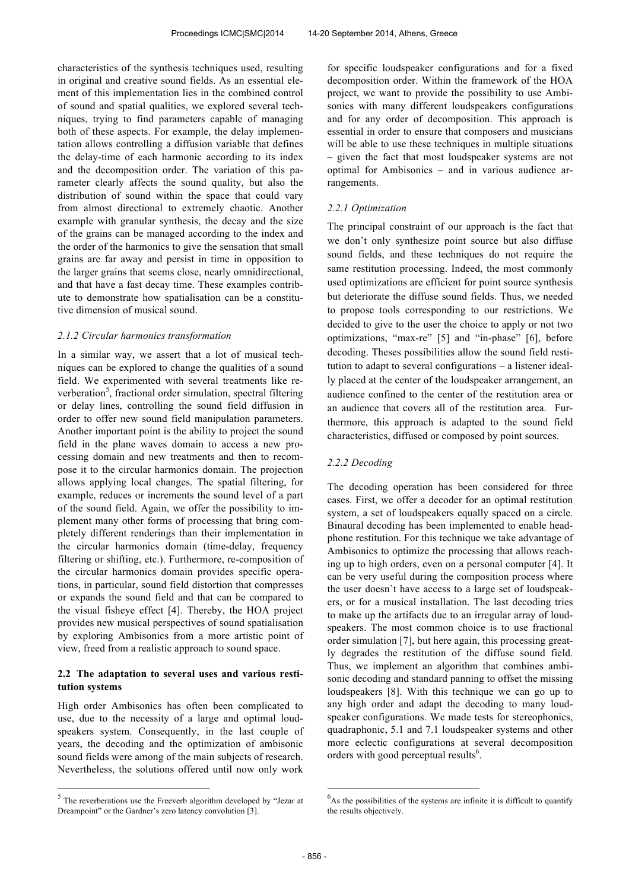characteristics of the synthesis techniques used, resulting in original and creative sound fields. As an essential element of this implementation lies in the combined control of sound and spatial qualities, we explored several techniques, trying to find parameters capable of managing both of these aspects. For example, the delay implementation allows controlling a diffusion variable that defines the delay-time of each harmonic according to its index and the decomposition order. The variation of this parameter clearly affects the sound quality, but also the distribution of sound within the space that could vary from almost directional to extremely chaotic. Another example with granular synthesis, the decay and the size of the grains can be managed according to the index and the order of the harmonics to give the sensation that small grains are far away and persist in time in opposition to the larger grains that seems close, nearly omnidirectional, and that have a fast decay time. These examples contribute to demonstrate how spatialisation can be a constitutive dimension of musical sound.

#### *2.1.2 Circular harmonics transformation*

In a similar way, we assert that a lot of musical techniques can be explored to change the qualities of a sound field. We experimented with several treatments like reverberation[5], fractional order simulation, spectral filtering or delay lines, controlling the sound field diffusion in order to offer new sound field manipulation parameters. Another important point is the ability to project the sound field in the plane waves domain to access a new processing domain and new treatments and then to recompose it to the circular harmonics domain. The projection allows applying local changes. The spatial filtering, for example, reduces or increments the sound level of a part of the sound field. Again, we offer the possibility to implement many other forms of processing that bring completely different renderings than their implementation in the circular harmonics domain (time-delay, frequency filtering or shifting, etc.). Furthermore, re-composition of the circular harmonics domain provides specific operations, in particular, sound field distortion that compresses or expands the sound field and that can be compared to the visual fisheye effect [4]. Thereby, the HOA project provides new musical perspectives of sound spatialisation by exploring Ambisonics from a more artistic point of view, freed from a realistic approach to sound space.

### 2.2 The adaptation to several uses and various restitution systems

High order Ambisonics has often been complicated to use, due to the necessity of a large and optimal loudspeakers system. Consequently, in the last couple of years, the decoding and the optimization of ambisonic sound fields were among of the main subjects of research. Nevertheless, the solutions offered until now only work for specific loudspeaker configurations and for a fixed decomposition order. Within the framework of the HOA project, we want to provide the possibility to use Ambisonics with many different loudspeakers configurations and for any order of decomposition. This approach is essential in order to ensure that composers and musicians will be able to use these techniques in multiple situations – given the fact that most loudspeaker systems are not optimal for Ambisonics – and in various audience arrangements.

#### *2.2.1 Optimization*

The principal constraint of our approach is the fact that we don't only synthesize point source but also diffuse sound fields, and these techniques do not require the same restitution processing. Indeed, the most commonly used optimizations are efficient for point source synthesis but deteriorate the diffuse sound fields. Thus, we needed to propose tools corresponding to our restrictions. We decided to give to the user the choice to apply or not two optimizations, "max-re" [5] and "in-phase" [6], before decoding. Theses possibilities allow the sound field restitution to adapt to several configurations – a listener ideally placed at the center of the loudspeaker arrangement, an audience confined to the center of the restitution area or an audience that covers all of the restitution area. Furthermore, this approach is adapted to the sound field characteristics, diffused or composed by point sources.

#### *2.2.2 Decoding*

The decoding operation has been considered for three cases. First, we offer a decoder for an optimal restitution system, a set of loudspeakers equally spaced on a circle. Binaural decoding has been implemented to enable headphone restitution. For this technique we take advantage of Ambisonics to optimize the processing that allows reaching up to high orders, even on a personal computer [4]. It can be very useful during the composition process where the user doesn't have access to a large set of loudspeakers, or for a musical installation. The last decoding tries to make up the artifacts due to an irregular array of loudspeakers. The most common choice is to use fractional order simulation [7], but here again, this processing greatly degrades the restitution of the diffuse sound field. Thus, we implement an algorithm that combines ambisonic decoding and standard panning to offset the missing loudspeakers [8]. With this technique we can go up to any high order and adapt the decoding to many loudspeaker configurations. We made tests for stereophonics, quadraphonic, 5.1 and 7.1 loudspeaker systems and other more eclectic configurations at several decomposition orders with good perceptual results[6].

---

[5] The reverberations use the Freeverb algorithm developed by "Jezar at Dreampoint" or the Gardner's zero latency convolution [3].

[6] As the possibilities of the systems are infinite it is difficult to quantify the results objectively.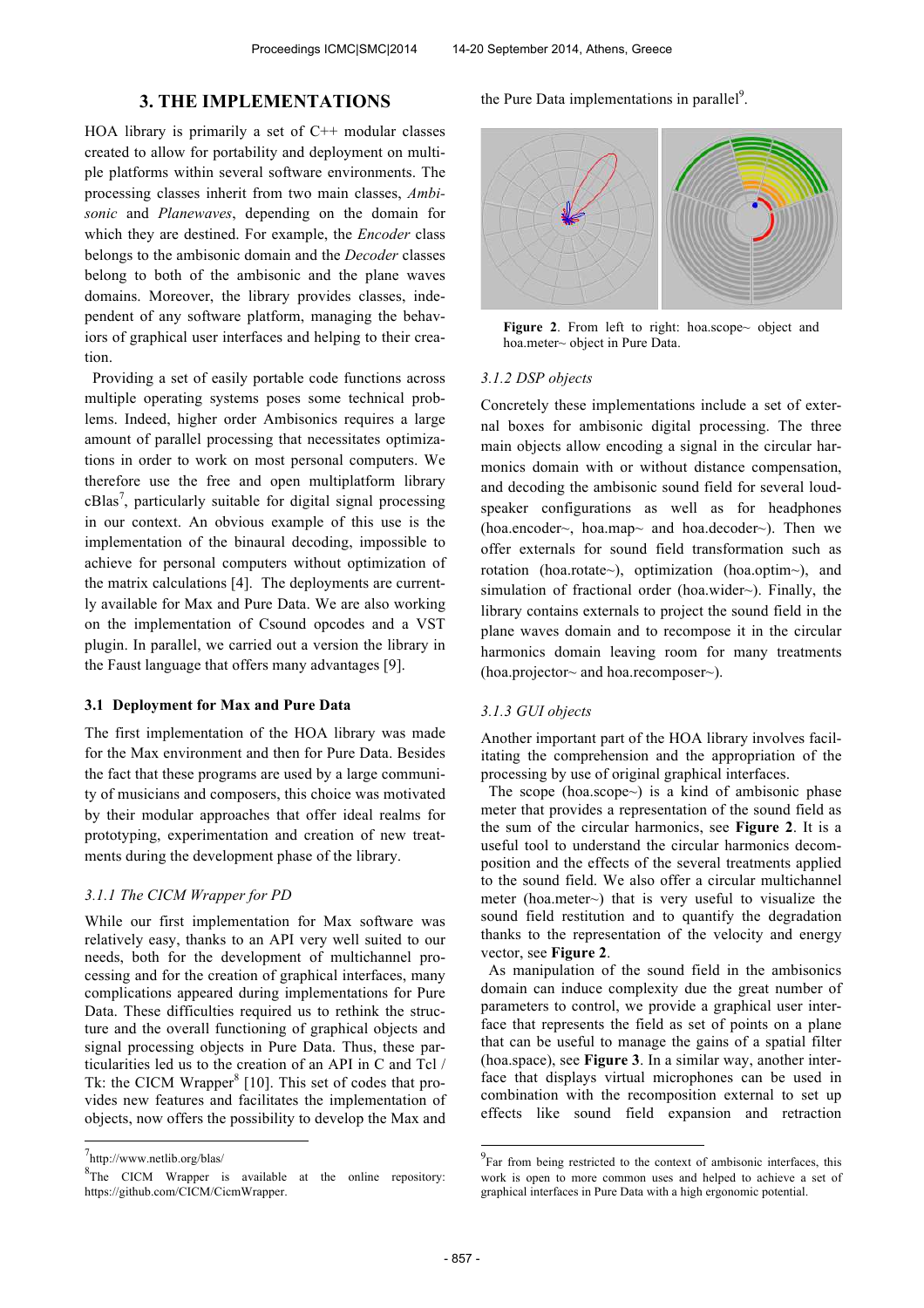## 3. THE IMPLEMENTATIONS

HOA library is primarily a set of C++ modular classes created to allow for portability and deployment on multiple platforms within several software environments. The processing classes inherit from two main classes, *Ambisonic* and *Planewaves*, depending on the domain for which they are destined. For example, the *Encoder* class belongs to the ambisonic domain and the *Decoder* classes belong to both of the ambisonic and the plane waves domains. Moreover, the library provides classes, independent of any software platform, managing the behaviors of graphical user interfaces and helping to their creation.

Providing a set of easily portable code functions across multiple operating systems poses some technical problems. Indeed, higher order Ambisonics requires a large amount of parallel processing that necessitates optimizations in order to work on most personal computers. We therefore use the free and open multiplatform library cBlas[7], particularly suitable for digital signal processing in our context. An obvious example of this use is the implementation of the binaural decoding, impossible to achieve for personal computers without optimization of the matrix calculations [4]. The deployments are currently available for Max and Pure Data. We are also working on the implementation of Csound opcodes and a VST plugin. In parallel, we carried out a version the library in the Faust language that offers many advantages [9].

### 3.1 Deployment for Max and Pure Data

The first implementation of the HOA library was made for the Max environment and then for Pure Data. Besides the fact that these programs are used by a large community of musicians and composers, this choice was motivated by their modular approaches that offer ideal realms for prototyping, experimentation and creation of new treatments during the development phase of the library.

#### *3.1.1 The CICM Wrapper for PD*

While our first implementation for Max software was relatively easy, thanks to an API very well suited to our needs, both for the development of multichannel processing and for the creation of graphical interfaces, many complications appeared during implementations for Pure Data. These difficulties required us to rethink the structure and the overall functioning of graphical objects and signal processing objects in Pure Data. Thus, these particularities led us to the creation of an API in C and Tcl / Tk: the CICM Wrapper[8] [10]. This set of codes that provides new features and facilitates the implementation of objects, now offers the possibility to develop the Max and the Pure Data implementations in parallel[9].

**Figure 2**. From left to right: hoa.scope~ object and hoa.meter~ object in Pure Data.

#### *3.1.2 DSP objects*

Concretely these implementations include a set of external boxes for ambisonic digital processing. The three main objects allow encoding a signal in the circular harmonics domain with or without distance compensation, and decoding the ambisonic sound field for several loudspeaker configurations as well as for headphones (hoa.encoder~, hoa.map~ and hoa.decoder~). Then we offer externals for sound field transformation such as rotation (hoa.rotate~), optimization (hoa.optim~), and simulation of fractional order (hoa.wider~). Finally, the library contains externals to project the sound field in the plane waves domain and to recompose it in the circular harmonics domain leaving room for many treatments (hoa.projector~ and hoa.recomposer~).

#### *3.1.3 GUI objects*

Another important part of the HOA library involves facilitating the comprehension and the appropriation of the processing by use of original graphical interfaces.

The scope (hoa.scope~) is a kind of ambisonic phase meter that provides a representation of the sound field as the sum of the circular harmonics, see **Figure 2**. It is a useful tool to understand the circular harmonics decomposition and the effects of the several treatments applied to the sound field. We also offer a circular multichannel meter (hoa.meter~) that is very useful to visualize the sound field restitution and to quantify the degradation thanks to the representation of the velocity and energy vector, see **Figure 2**.

As manipulation of the sound field in the ambisonics domain can induce complexity due the great number of parameters to control, we provide a graphical user interface that represents the field as set of points on a plane that can be useful to manage the gains of a spatial filter (hoa.space), see **Figure 3**. In a similar way, another interface that displays virtual microphones can be used in combination with the recomposition external to set up effects like sound field expansion and retraction

---

[7] http://www.netlib.org/blas/

[8] The CICM Wrapper is available at the online repository: https://github.com/CICM/CicmWrapper.

[9] Far from being restricted to the context of ambisonic interfaces, this work is open to more common uses and helped to achieve a set of graphical interfaces in Pure Data with a high ergonomic potential.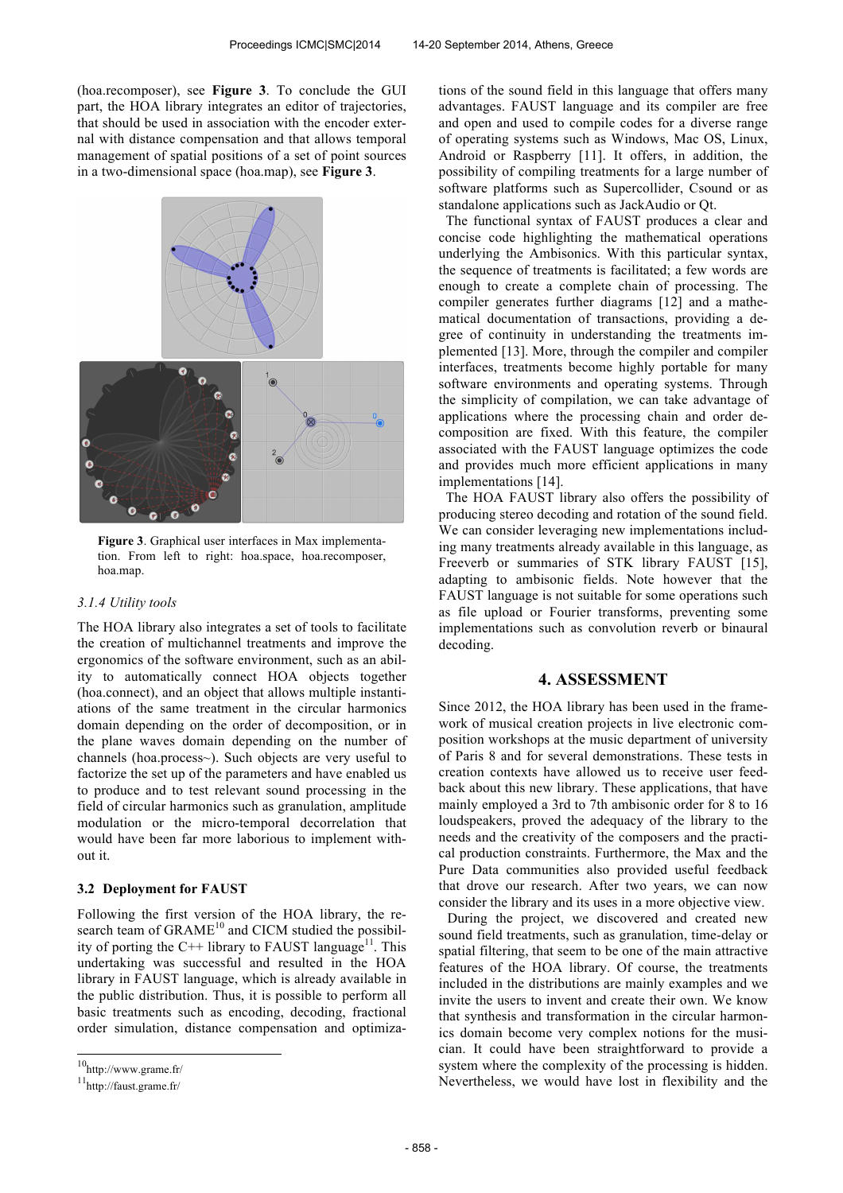(hoa.recomposer), see **Figure 3**. To conclude the GUI part, the HOA library integrates an editor of trajectories, that should be used in association with the encoder external with distance compensation and that allows temporal management of spatial positions of a set of point sources in a two-dimensional space (hoa.map), see **Figure 3**.

**Figure 3**. Graphical user interfaces in Max implementation. From left to right: hoa.space, hoa.recomposer, hoa.map.

#### 3.1.4 Utility tools

The HOA library also integrates a set of tools to facilitate the creation of multichannel treatments and improve the ergonomics of the software environment, such as an ability to automatically connect HOA objects together (hoa.connect), and an object that allows multiple instantiations of the same treatment in the circular harmonics domain depending on the order of decomposition, or in the plane waves domain depending on the number of channels (hoa.process~). Such objects are very useful to factorize the set up of the parameters and have enabled us to produce and to test relevant sound processing in the field of circular harmonics such as granulation, amplitude modulation or the micro-temporal decorrelation that would have been far more laborious to implement without it.

### 3.2 Deployment for FAUST

Following the first version of the HOA library, the research team of GRAME[10] and CICM studied the possibility of porting the C++ library to FAUST language[11]. This undertaking was successful and resulted in the HOA library in FAUST language, which is already available in the public distribution. Thus, it is possible to perform all basic treatments such as encoding, decoding, fractional order simulation, distance compensation and optimizations of the sound field in this language that offers many advantages. FAUST language and its compiler are free and open and used to compile codes for a diverse range of operating systems such as Windows, Mac OS, Linux, Android or Raspberry [11]. It offers, in addition, the possibility of compiling treatments for a large number of software platforms such as Supercollider, Csound or as standalone applications such as JackAudio or Qt.

The functional syntax of FAUST produces a clear and concise code highlighting the mathematical operations underlying the Ambisonics. With this particular syntax, the sequence of treatments is facilitated; a few words are enough to create a complete chain of processing. The compiler generates further diagrams [12] and a mathematical documentation of transactions, providing a degree of continuity in understanding the treatments implemented [13]. More, through the compiler and compiler interfaces, treatments become highly portable for many software environments and operating systems. Through the simplicity of compilation, we can take advantage of applications where the processing chain and order decomposition are fixed. With this feature, the compiler associated with the FAUST language optimizes the code and provides much more efficient applications in many implementations [14].

The HOA FAUST library also offers the possibility of producing stereo decoding and rotation of the sound field. We can consider leveraging new implementations including many treatments already available in this language, as Freeverb or summaries of STK library FAUST [15], adapting to ambisonic fields. Note however that the FAUST language is not suitable for some operations such as file upload or Fourier transforms, preventing some implementations such as convolution reverb or binaural decoding.

## 4. ASSESSMENT

Since 2012, the HOA library has been used in the framework of musical creation projects in live electronic composition workshops at the music department of university of Paris 8 and for several demonstrations. These tests in creation contexts have allowed us to receive user feedback about this new library. These applications, that have mainly employed a 3rd to 7th ambisonic order for 8 to 16 loudspeakers, proved the adequacy of the library to the needs and the creativity of the composers and the practical production constraints. Furthermore, the Max and the Pure Data communities also provided useful feedback that drove our research. After two years, we can now consider the library and its uses in a more objective view.

During the project, we discovered and created new sound field treatments, such as granulation, time-delay or spatial filtering, that seem to be one of the main attractive features of the HOA library. Of course, the treatments included in the distributions are mainly examples and we invite the users to invent and create their own. We know that synthesis and transformation in the circular harmonics domain become very complex notions for the musician. It could have been straightforward to provide a system where the complexity of the processing is hidden. Nevertheless, we would have lost in flexibility and the

[10] http://www.grame.fr/

[11] http://faust.grame.fr/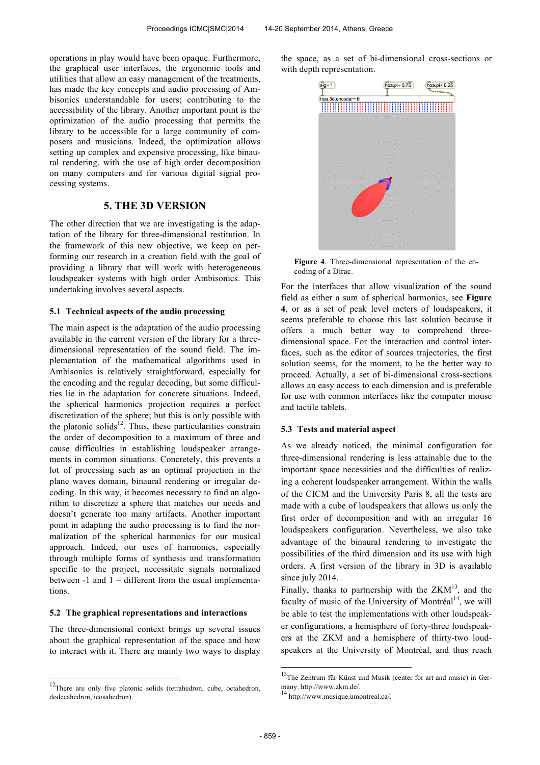operations in play would have been opaque. Furthermore, the graphical user interfaces, the ergonomic tools and utilities that allow an easy management of the treatments, has made the key concepts and audio processing of Ambisonics understandable for users; contributing to the accessibility of the library. Another important point is the optimization of the audio processing that permits the library to be accessible for a large community of composers and musicians. Indeed, the optimization allows setting up complex and expensive processing, like binaural rendering, with the use of high order decomposition on many computers and for various digital signal processing systems.

## 5. THE 3D VERSION

The other direction that we are investigating is the adaptation of the library for three-dimensional restitution. In the framework of this new objective, we keep on performing our research in a creation field with the goal of providing a library that will work with heterogeneous loudspeaker systems with high order Ambisonics. This undertaking involves several aspects.

### 5.1 Technical aspects of the audio processing

The main aspect is the adaptation of the audio processing available in the current version of the library for a three-dimensional representation of the sound field. The implementation of the mathematical algorithms used in Ambisonics is relatively straightforward, especially for the encoding and the regular decoding, but some difficulties lie in the adaptation for concrete situations. Indeed, the spherical harmonics projection requires a perfect discretization of the sphere; but this is only possible with the platonic solids[12]. Thus, these particularities constrain the order of decomposition to a maximum of three and cause difficulties in establishing loudspeaker arrangements in common situations. Concretely, this prevents a lot of processing such as an optimal projection in the plane waves domain, binaural rendering or irregular decoding. In this way, it becomes necessary to find an algorithm to discretize a sphere that matches our needs and doesn't generate too many artifacts. Another important point in adapting the audio processing is to find the normalization of the spherical harmonics for our musical approach. Indeed, our uses of harmonics, especially through multiple forms of synthesis and transformation specific to the project, necessitate signals normalized between -1 and 1 – different from the usual implementations.

### 5.2 The graphical representations and interactions

The three-dimensional context brings up several issues about the graphical representation of the space and how to interact with it. There are mainly two ways to display the space, as a set of bi-dimensional cross-sections or with depth representation.

**Figure 4**. Three-dimensional representation of the encoding of a Dirac.

For the interfaces that allow visualization of the sound field as either a sum of spherical harmonics, see **Figure 4**, or as a set of peak level meters of loudspeakers, it seems preferable to choose this last solution because it offers a much better way to comprehend three-dimensional space. For the interaction and control interfaces, such as the editor of sources trajectories, the first solution seems, for the moment, to be the better way to proceed. Actually, a set of bi-dimensional cross-sections allows an easy access to each dimension and is preferable for use with common interfaces like the computer mouse and tactile tablets.

### 5.3 Tests and material aspect

As we already noticed, the minimal configuration for three-dimensional rendering is less attainable due to the important space necessities and the difficulties of realizing a coherent loudspeaker arrangement. Within the walls of the CICM and the University Paris 8, all the tests are made with a cube of loudspeakers that allows us only the first order of decomposition and with an irregular 16 loudspeakers configuration. Nevertheless, we also take advantage of the binaural rendering to investigate the possibilities of the third dimension and its use with high orders. A first version of the library in 3D is available since july 2014.

Finally, thanks to partnership with the ZKM[13], and the faculty of music of the University of Montréal[14], we will be able to test the implementations with other loudspeaker configurations, a hemisphere of forty-three loudspeakers at the ZKM and a hemisphere of thirty-two loudspeakers at the University of Montréal, and thus reach

---

[12] There are only five platonic solids (tetrahedron, cube, octahedron, dodecahedron, icosahedron).

[13] The Zentrum für Künst und Musik (center for art and music) in Germany. http://www.zkm.de/.

[14] http://www.musique.umontreal.ca/.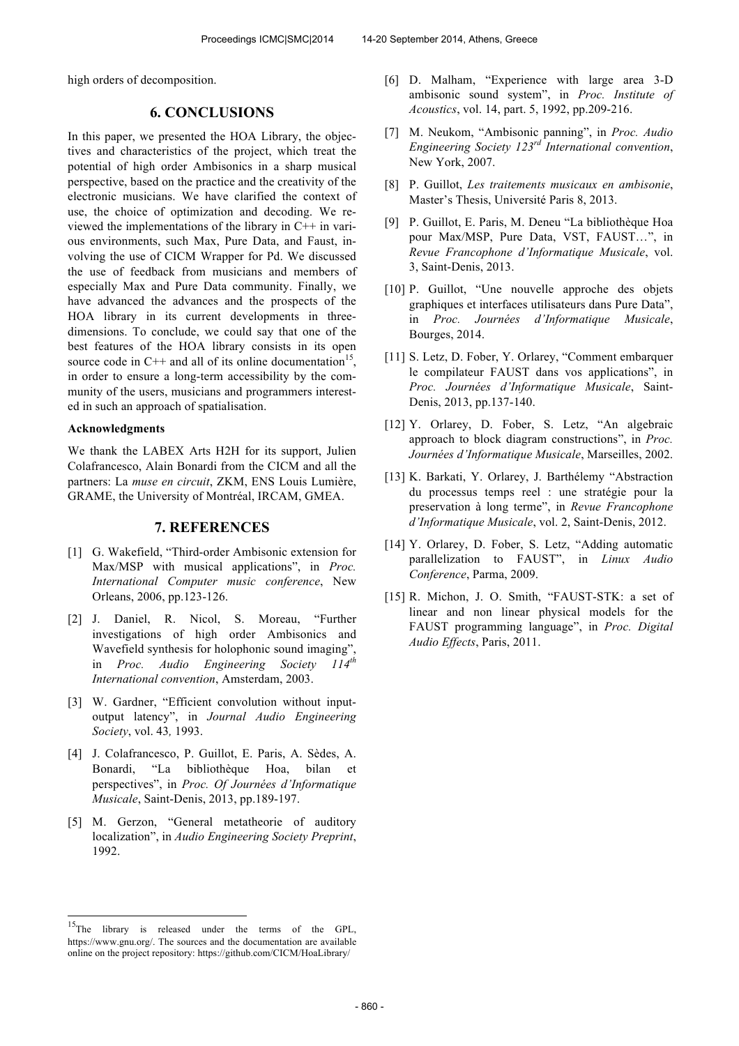high orders of decomposition.

## 6. CONCLUSIONS

In this paper, we presented the HOA Library, the objectives and characteristics of the project, which treat the potential of high order Ambisonics in a sharp musical perspective, based on the practice and the creativity of the electronic musicians. We have clarified the context of use, the choice of optimization and decoding. We reviewed the implementations of the library in C++ in various environments, such Max, Pure Data, and Faust, involving the use of CICM Wrapper for Pd. We discussed the use of feedback from musicians and members of especially Max and Pure Data community. Finally, we have advanced the advances and the prospects of the HOA library in its current developments in three-dimensions. To conclude, we could say that one of the best features of the HOA library consists in its open source code in C++ and all of its online documentation[15], in order to ensure a long-term accessibility by the community of the users, musicians and programmers interested in such an approach of spatialisation.

### Acknowledgments

We thank the LABEX Arts H2H for its support, Julien Colafrancesco, Alain Bonardi from the CICM and all the partners: La *muse en circuit*, ZKM, ENS Louis Lumière, GRAME, the University of Montréal, IRCAM, GMEA.

## 7. REFERENCES

[1] G. Wakefield, "Third-order Ambisonic extension for Max/MSP with musical applications", in *Proc. International Computer music conference*, New Orleans, 2006, pp.123-126.

[2] J. Daniel, R. Nicol, S. Moreau, "Further investigations of high order Ambisonics and Wavefield synthesis for holophonic sound imaging", in *Proc. Audio Engineering Society 114th International convention*, Amsterdam, 2003.

[3] W. Gardner, "Efficient convolution without input-output latency", in *Journal Audio Engineering Society*, vol. 43*,* 1993.

[4] J. Colafrancesco, P. Guillot, E. Paris, A. Sèdes, A. Bonardi, "La bibliothèque Hoa, bilan et perspectives", in *Proc. Of Journées d'Informatique Musicale*, Saint-Denis, 2013, pp.189-197.

[5] M. Gerzon, "General metatheorie of auditory localization", in *Audio Engineering Society Preprint*, 1992.

[6] D. Malham, "Experience with large area 3-D ambisonic sound system", in *Proc. Institute of Acoustics*, vol. 14, part. 5, 1992, pp.209-216.

[7] M. Neukom, "Ambisonic panning", in *Proc. Audio Engineering Society 123rd International convention*, New York, 2007.

[8] P. Guillot, *Les traitements musicaux en ambisonie*, Master's Thesis, Université Paris 8, 2013.

[9] P. Guillot, E. Paris, M. Deneu "La bibliothèque Hoa pour Max/MSP, Pure Data, VST, FAUST…", in *Revue Francophone d'Informatique Musicale*, vol. 3, Saint-Denis, 2013.

[10] P. Guillot, "Une nouvelle approche des objets graphiques et interfaces utilisateurs dans Pure Data", in *Proc. Journées d'Informatique Musicale*, Bourges, 2014.

[11] S. Letz, D. Fober, Y. Orlarey, "Comment embarquer le compilateur FAUST dans vos applications", in *Proc. Journées d'Informatique Musicale*, Saint-Denis, 2013, pp.137-140.

[12] Y. Orlarey, D. Fober, S. Letz, "An algebraic approach to block diagram constructions", in *Proc. Journées d'Informatique Musicale*, Marseilles, 2002.

[13] K. Barkati, Y. Orlarey, J. Barthélemy "Abstraction du processus temps reel : une stratégie pour la preservation à long terme", in *Revue Francophone d'Informatique Musicale*, vol. 2, Saint-Denis, 2012.

[14] Y. Orlarey, D. Fober, S. Letz, "Adding automatic parallelization to FAUST", in *Linux Audio Conference*, Parma, 2009.

[15] R. Michon, J. O. Smith, "FAUST-STK: a set of linear and non linear physical models for the FAUST programming language", in *Proc. Digital Audio Effects*, Paris, 2011.

[15] The library is released under the terms of the GPL, https://www.gnu.org/. The sources and the documentation are available online on the project repository: https://github.com/CICM/HoaLibrary/